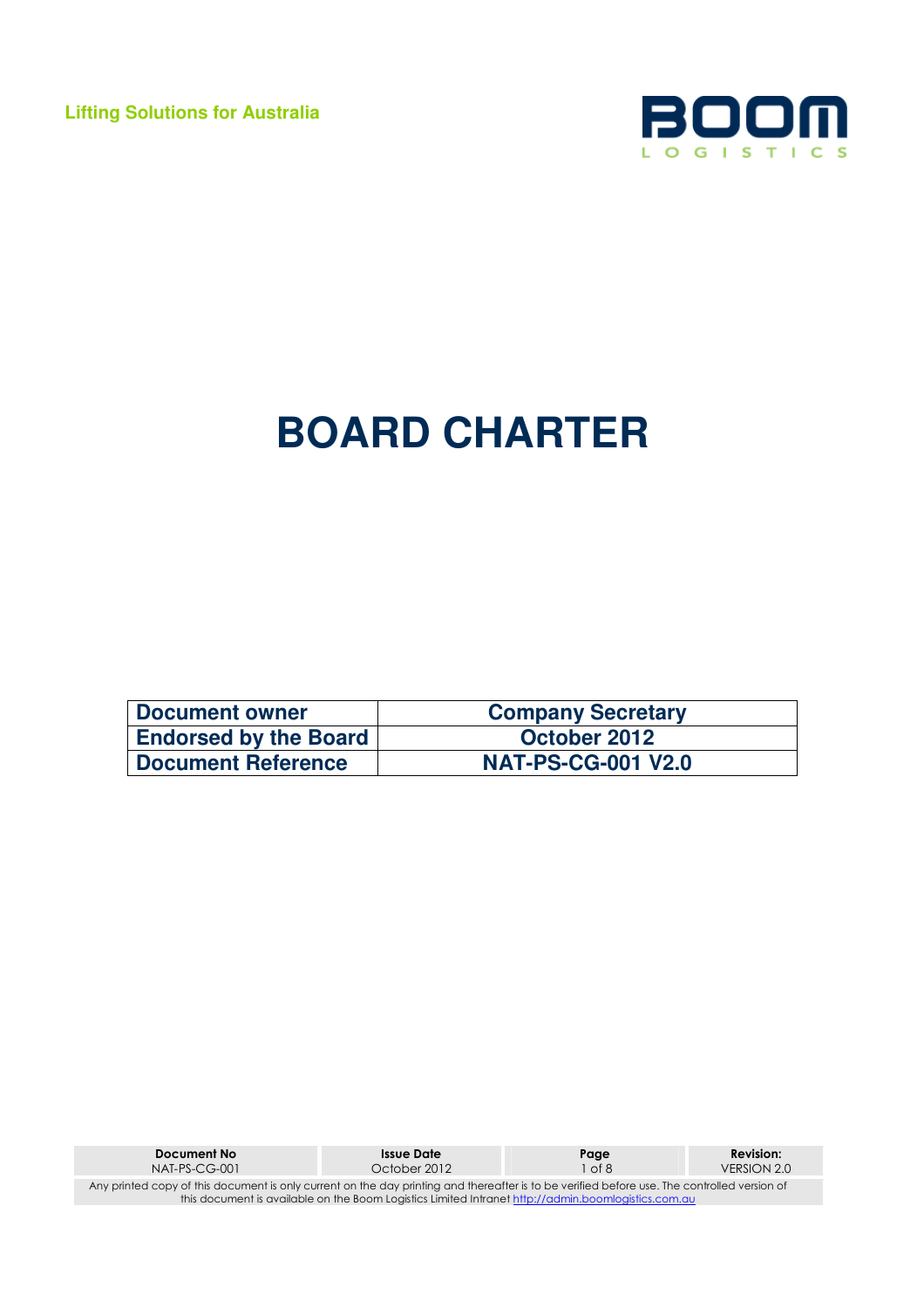Lifting Solutions for Australia

BOOM LOGISTICS

# BOARD CHARTER

| Document owner | Company Secretary |
| --- | --- |
| Endorsed by the Board | October 2012 |
| Document Reference | NAT-PS-CG-001 V2.0 |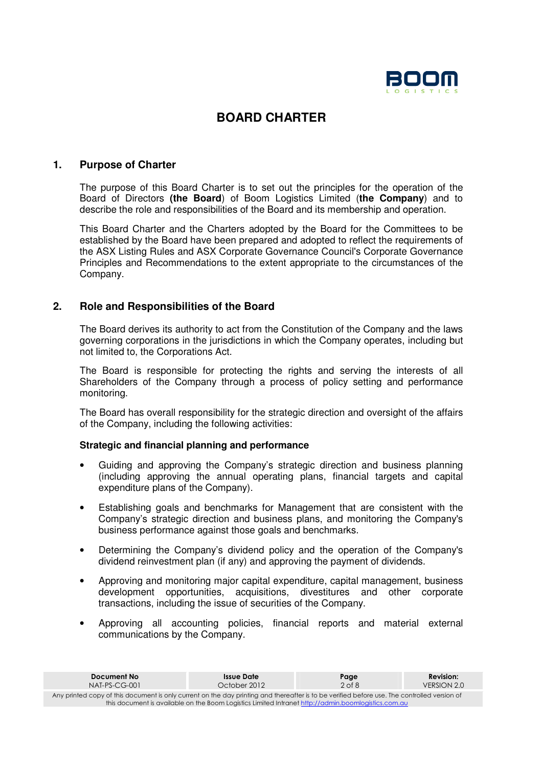# BOARD CHARTER

## 1. Purpose of Charter

The purpose of this Board Charter is to set out the principles for the operation of the Board of Directors **(the Board**) of Boom Logistics Limited (**the Company**) and to describe the role and responsibilities of the Board and its membership and operation.

This Board Charter and the Charters adopted by the Board for the Committees to be established by the Board have been prepared and adopted to reflect the requirements of the ASX Listing Rules and ASX Corporate Governance Council's Corporate Governance Principles and Recommendations to the extent appropriate to the circumstances of the Company.

## 2. Role and Responsibilities of the Board

The Board derives its authority to act from the Constitution of the Company and the laws governing corporations in the jurisdictions in which the Company operates, including but not limited to, the Corporations Act.

The Board is responsible for protecting the rights and serving the interests of all Shareholders of the Company through a process of policy setting and performance monitoring.

The Board has overall responsibility for the strategic direction and oversight of the affairs of the Company, including the following activities:

**Strategic and financial planning and performance**

- Guiding and approving the Company's strategic direction and business planning (including approving the annual operating plans, financial targets and capital expenditure plans of the Company).
- Establishing goals and benchmarks for Management that are consistent with the Company's strategic direction and business plans, and monitoring the Company's business performance against those goals and benchmarks.
- Determining the Company's dividend policy and the operation of the Company's dividend reinvestment plan (if any) and approving the payment of dividends.
- Approving and monitoring major capital expenditure, capital management, business development opportunities, acquisitions, divestitures and other corporate transactions, including the issue of securities of the Company.
- Approving all accounting policies, financial reports and material external communications by the Company.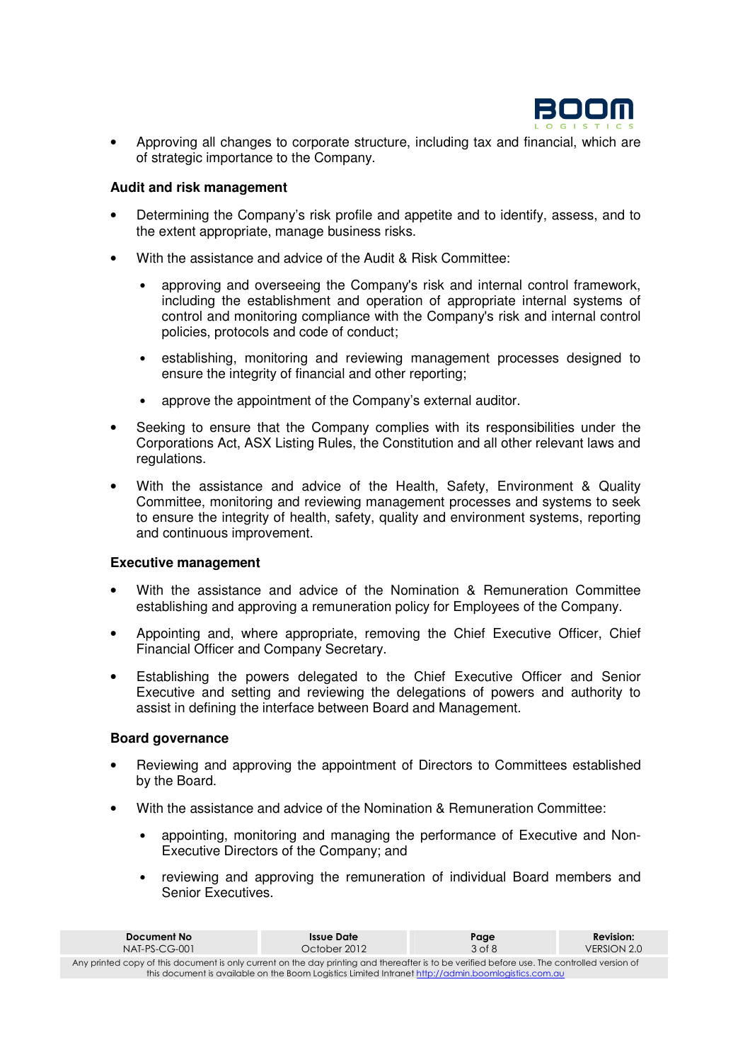- Approving all changes to corporate structure, including tax and financial, which are of strategic importance to the Company.

**Audit and risk management**

- Determining the Company's risk profile and appetite and to identify, assess, and to the extent appropriate, manage business risks.
- With the assistance and advice of the Audit & Risk Committee:
  - approving and overseeing the Company's risk and internal control framework, including the establishment and operation of appropriate internal systems of control and monitoring compliance with the Company's risk and internal control policies, protocols and code of conduct;
  - establishing, monitoring and reviewing management processes designed to ensure the integrity of financial and other reporting;
  - approve the appointment of the Company's external auditor.
- Seeking to ensure that the Company complies with its responsibilities under the Corporations Act, ASX Listing Rules, the Constitution and all other relevant laws and regulations.
- With the assistance and advice of the Health, Safety, Environment & Quality Committee, monitoring and reviewing management processes and systems to seek to ensure the integrity of health, safety, quality and environment systems, reporting and continuous improvement.

**Executive management**

- With the assistance and advice of the Nomination & Remuneration Committee establishing and approving a remuneration policy for Employees of the Company.
- Appointing and, where appropriate, removing the Chief Executive Officer, Chief Financial Officer and Company Secretary.
- Establishing the powers delegated to the Chief Executive Officer and Senior Executive and setting and reviewing the delegations of powers and authority to assist in defining the interface between Board and Management.

**Board governance**

- Reviewing and approving the appointment of Directors to Committees established by the Board.
- With the assistance and advice of the Nomination & Remuneration Committee:
  - appointing, monitoring and managing the performance of Executive and Non-Executive Directors of the Company; and
  - reviewing and approving the remuneration of individual Board members and Senior Executives.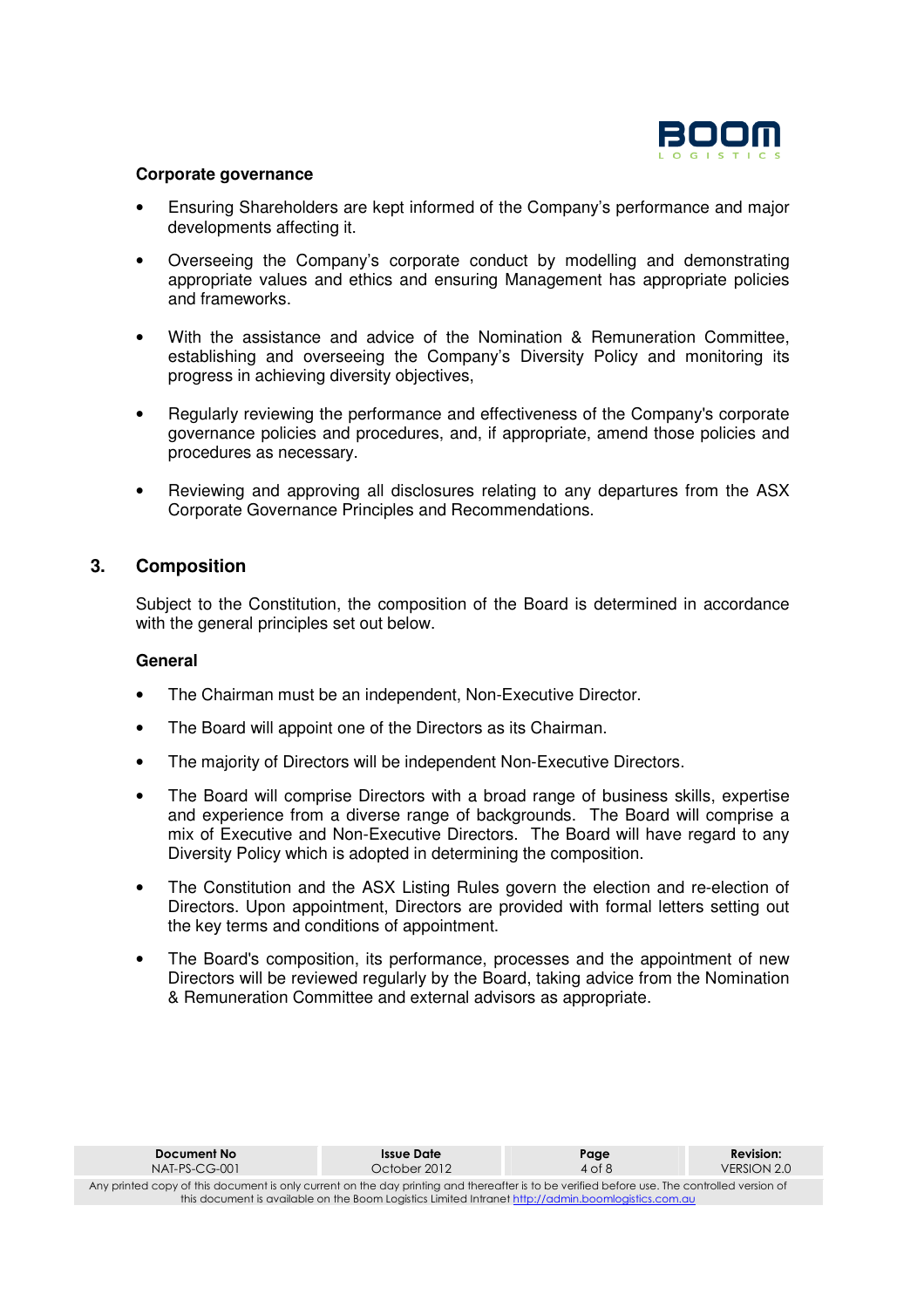**Corporate governance**

- Ensuring Shareholders are kept informed of the Company's performance and major developments affecting it.
- Overseeing the Company's corporate conduct by modelling and demonstrating appropriate values and ethics and ensuring Management has appropriate policies and frameworks.
- With the assistance and advice of the Nomination & Remuneration Committee, establishing and overseeing the Company's Diversity Policy and monitoring its progress in achieving diversity objectives,
- Regularly reviewing the performance and effectiveness of the Company's corporate governance policies and procedures, and, if appropriate, amend those policies and procedures as necessary.
- Reviewing and approving all disclosures relating to any departures from the ASX Corporate Governance Principles and Recommendations.

## 3. Composition

Subject to the Constitution, the composition of the Board is determined in accordance with the general principles set out below.

**General**

- The Chairman must be an independent, Non-Executive Director.
- The Board will appoint one of the Directors as its Chairman.
- The majority of Directors will be independent Non-Executive Directors.
- The Board will comprise Directors with a broad range of business skills, expertise and experience from a diverse range of backgrounds. The Board will comprise a mix of Executive and Non-Executive Directors. The Board will have regard to any Diversity Policy which is adopted in determining the composition.
- The Constitution and the ASX Listing Rules govern the election and re-election of Directors. Upon appointment, Directors are provided with formal letters setting out the key terms and conditions of appointment.
- The Board's composition, its performance, processes and the appointment of new Directors will be reviewed regularly by the Board, taking advice from the Nomination & Remuneration Committee and external advisors as appropriate.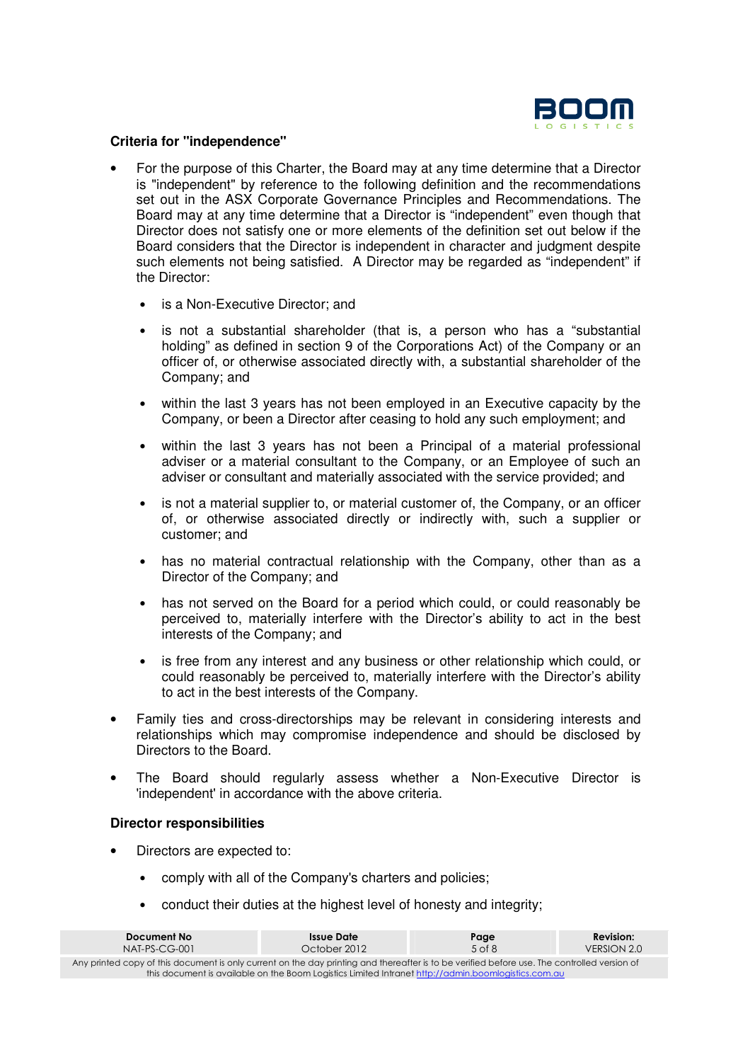### Criteria for "independence"

- For the purpose of this Charter, the Board may at any time determine that a Director is "independent" by reference to the following definition and the recommendations set out in the ASX Corporate Governance Principles and Recommendations. The Board may at any time determine that a Director is "independent" even though that Director does not satisfy one or more elements of the definition set out below if the Board considers that the Director is independent in character and judgment despite such elements not being satisfied. A Director may be regarded as "independent" if the Director:
  - is a Non-Executive Director; and
  - is not a substantial shareholder (that is, a person who has a "substantial holding" as defined in section 9 of the Corporations Act) of the Company or an officer of, or otherwise associated directly with, a substantial shareholder of the Company; and
  - within the last 3 years has not been employed in an Executive capacity by the Company, or been a Director after ceasing to hold any such employment; and
  - within the last 3 years has not been a Principal of a material professional adviser or a material consultant to the Company, or an Employee of such an adviser or consultant and materially associated with the service provided; and
  - is not a material supplier to, or material customer of, the Company, or an officer of, or otherwise associated directly or indirectly with, such a supplier or customer; and
  - has no material contractual relationship with the Company, other than as a Director of the Company; and
  - has not served on the Board for a period which could, or could reasonably be perceived to, materially interfere with the Director's ability to act in the best interests of the Company; and
  - is free from any interest and any business or other relationship which could, or could reasonably be perceived to, materially interfere with the Director's ability to act in the best interests of the Company.
- Family ties and cross-directorships may be relevant in considering interests and relationships which may compromise independence and should be disclosed by Directors to the Board.
- The Board should regularly assess whether a Non-Executive Director is 'independent' in accordance with the above criteria.

### Director responsibilities

- Directors are expected to:
  - comply with all of the Company's charters and policies;
  - conduct their duties at the highest level of honesty and integrity;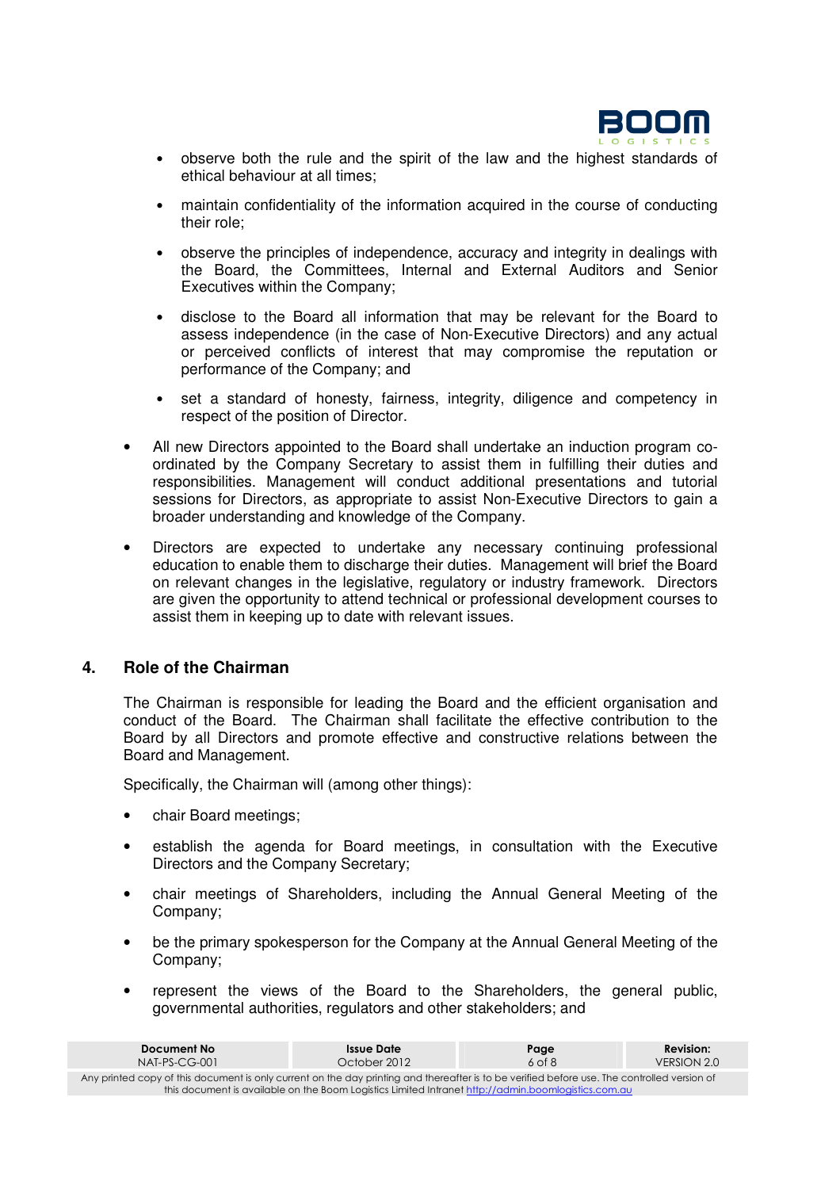- observe both the rule and the spirit of the law and the highest standards of ethical behaviour at all times;

  - maintain confidentiality of the information acquired in the course of conducting their role;

  - observe the principles of independence, accuracy and integrity in dealings with the Board, the Committees, Internal and External Auditors and Senior Executives within the Company;

  - disclose to the Board all information that may be relevant for the Board to assess independence (in the case of Non-Executive Directors) and any actual or perceived conflicts of interest that may compromise the reputation or performance of the Company; and

  - set a standard of honesty, fairness, integrity, diligence and competency in respect of the position of Director.

- All new Directors appointed to the Board shall undertake an induction program co-ordinated by the Company Secretary to assist them in fulfilling their duties and responsibilities. Management will conduct additional presentations and tutorial sessions for Directors, as appropriate to assist Non-Executive Directors to gain a broader understanding and knowledge of the Company.

- Directors are expected to undertake any necessary continuing professional education to enable them to discharge their duties. Management will brief the Board on relevant changes in the legislative, regulatory or industry framework. Directors are given the opportunity to attend technical or professional development courses to assist them in keeping up to date with relevant issues.

## 4. Role of the Chairman

The Chairman is responsible for leading the Board and the efficient organisation and conduct of the Board. The Chairman shall facilitate the effective contribution to the Board by all Directors and promote effective and constructive relations between the Board and Management.

Specifically, the Chairman will (among other things):

- chair Board meetings;

- establish the agenda for Board meetings, in consultation with the Executive Directors and the Company Secretary;

- chair meetings of Shareholders, including the Annual General Meeting of the Company;

- be the primary spokesperson for the Company at the Annual General Meeting of the Company;

- represent the views of the Board to the Shareholders, the general public, governmental authorities, regulators and other stakeholders; and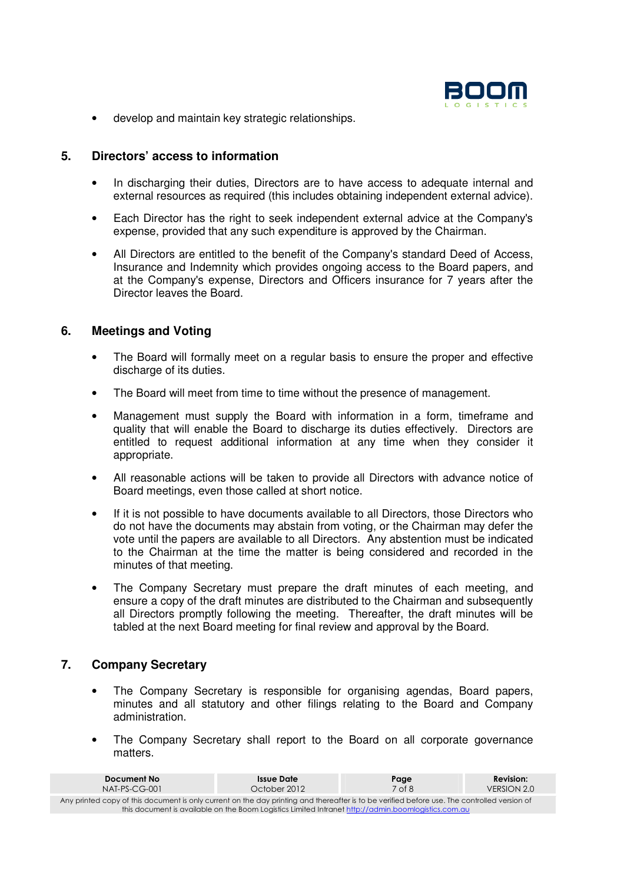- develop and maintain key strategic relationships.

## 5. Directors' access to information

- In discharging their duties, Directors are to have access to adequate internal and external resources as required (this includes obtaining independent external advice).
- Each Director has the right to seek independent external advice at the Company's expense, provided that any such expenditure is approved by the Chairman.
- All Directors are entitled to the benefit of the Company's standard Deed of Access, Insurance and Indemnity which provides ongoing access to the Board papers, and at the Company's expense, Directors and Officers insurance for 7 years after the Director leaves the Board.

## 6. Meetings and Voting

- The Board will formally meet on a regular basis to ensure the proper and effective discharge of its duties.
- The Board will meet from time to time without the presence of management.
- Management must supply the Board with information in a form, timeframe and quality that will enable the Board to discharge its duties effectively. Directors are entitled to request additional information at any time when they consider it appropriate.
- All reasonable actions will be taken to provide all Directors with advance notice of Board meetings, even those called at short notice.
- If it is not possible to have documents available to all Directors, those Directors who do not have the documents may abstain from voting, or the Chairman may defer the vote until the papers are available to all Directors. Any abstention must be indicated to the Chairman at the time the matter is being considered and recorded in the minutes of that meeting.
- The Company Secretary must prepare the draft minutes of each meeting, and ensure a copy of the draft minutes are distributed to the Chairman and subsequently all Directors promptly following the meeting. Thereafter, the draft minutes will be tabled at the next Board meeting for final review and approval by the Board.

## 7. Company Secretary

- The Company Secretary is responsible for organising agendas, Board papers, minutes and all statutory and other filings relating to the Board and Company administration.
- The Company Secretary shall report to the Board on all corporate governance matters.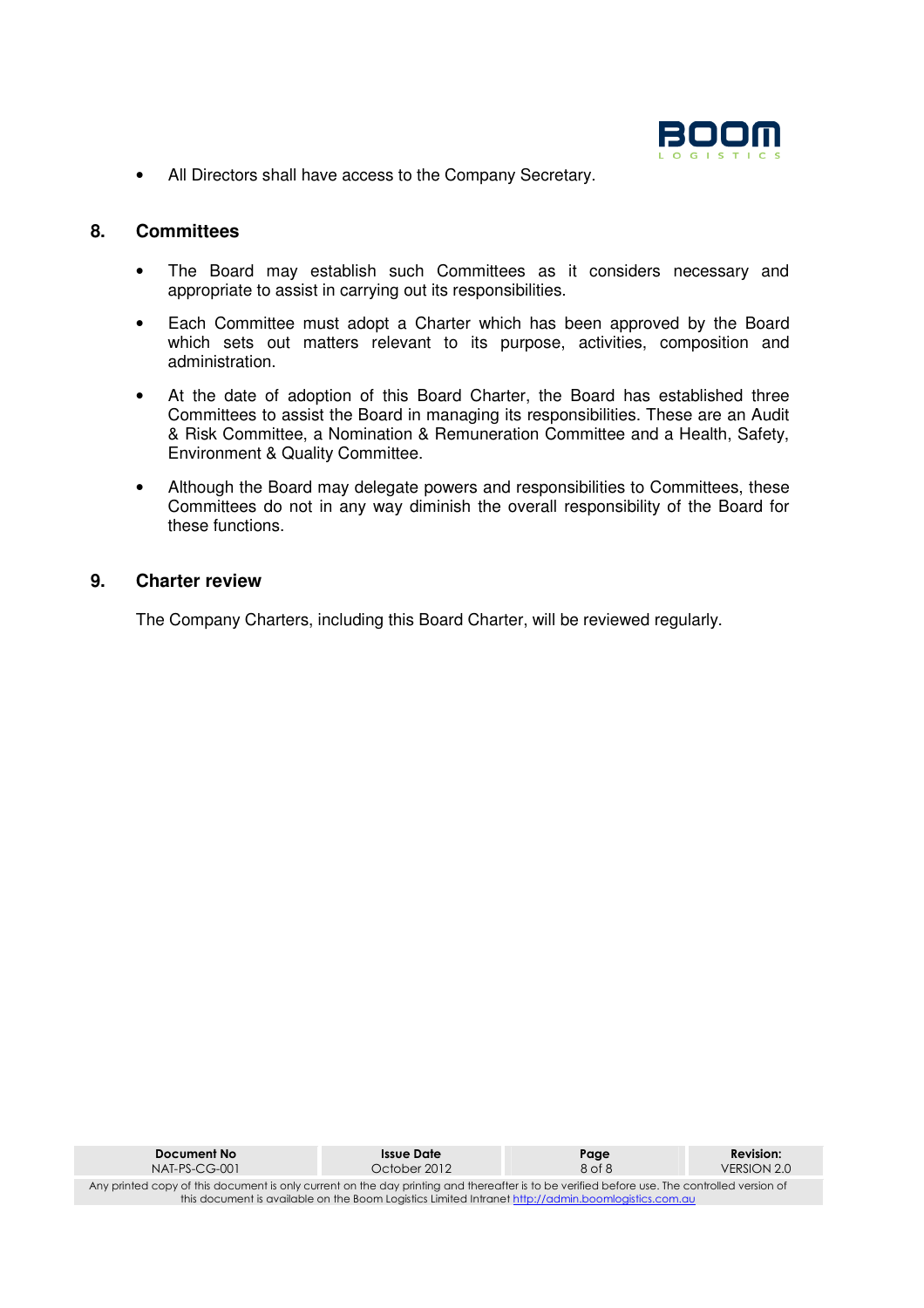- All Directors shall have access to the Company Secretary.

## 8. Committees

- The Board may establish such Committees as it considers necessary and appropriate to assist in carrying out its responsibilities.
- Each Committee must adopt a Charter which has been approved by the Board which sets out matters relevant to its purpose, activities, composition and administration.
- At the date of adoption of this Board Charter, the Board has established three Committees to assist the Board in managing its responsibilities. These are an Audit & Risk Committee, a Nomination & Remuneration Committee and a Health, Safety, Environment & Quality Committee.
- Although the Board may delegate powers and responsibilities to Committees, these Committees do not in any way diminish the overall responsibility of the Board for these functions.

## 9. Charter review

The Company Charters, including this Board Charter, will be reviewed regularly.